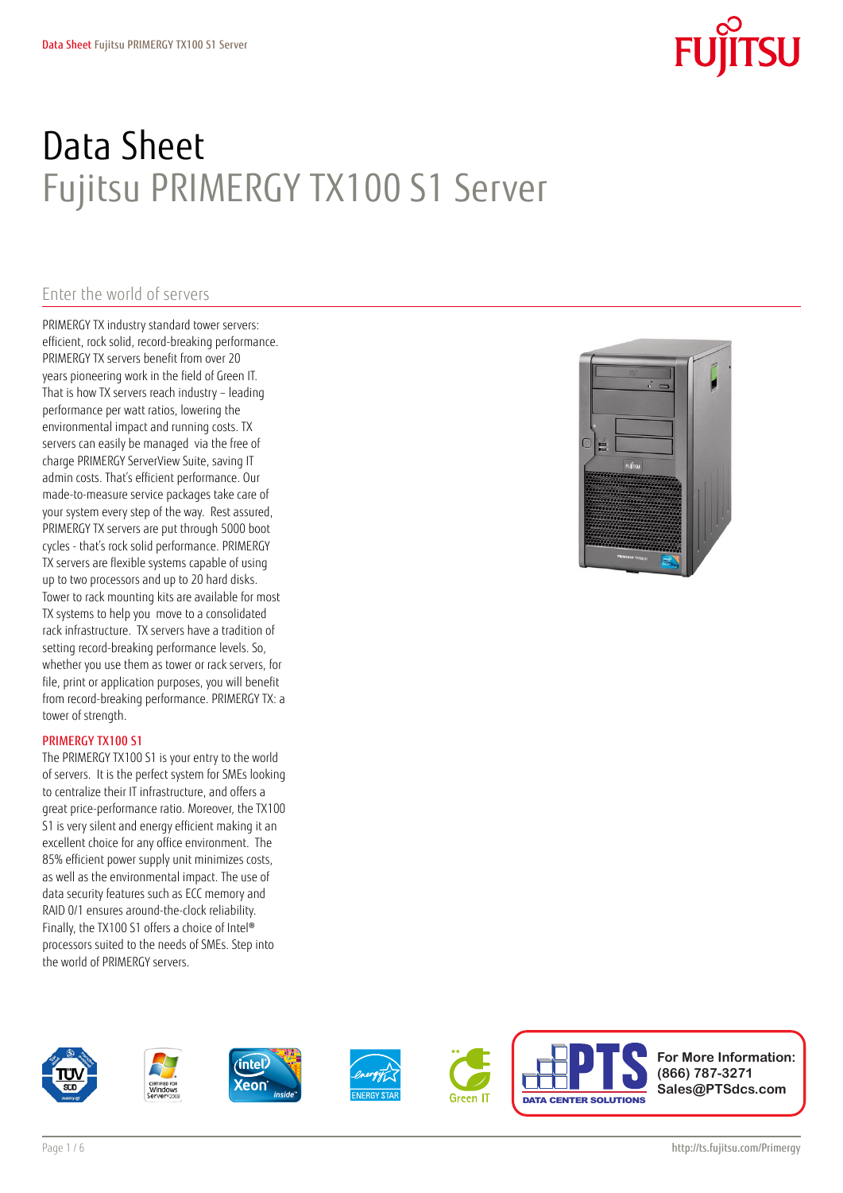# Data Sheet
## Fujitsu PRIMERGY TX100 S1 Server

### Enter the world of servers

PRIMERGY TX industry standard tower servers: efficient, rock solid, record-breaking performance. PRIMERGY TX servers benefit from over 20 years pioneering work in the field of Green IT. That is how TX servers reach industry – leading performance per watt ratios, lowering the environmental impact and running costs. TX servers can easily be managed via the free of charge PRIMERGY ServerView Suite, saving IT admin costs. That's efficient performance. Our made-to-measure service packages take care of your system every step of the way. Rest assured, PRIMERGY TX servers are put through 5000 boot cycles - that's rock solid performance. PRIMERGY TX servers are flexible systems capable of using up to two processors and up to 20 hard disks. Tower to rack mounting kits are available for most TX systems to help you move to a consolidated rack infrastructure. TX servers have a tradition of setting record-breaking performance levels. So, whether you use them as tower or rack servers, for file, print or application purposes, you will benefit from record-breaking performance. PRIMERGY TX: a tower of strength.

#### PRIMERGY TX100 S1

The PRIMERGY TX100 S1 is your entry to the world of servers. It is the perfect system for SMEs looking to centralize their IT infrastructure, and offers a great price-performance ratio. Moreover, the TX100 S1 is very silent and energy efficient making it an excellent choice for any office environment. The 85% efficient power supply unit minimizes costs, as well as the environmental impact. The use of data security features such as ECC memory and RAID 0/1 ensures around-the-clock reliability. Finally, the TX100 S1 offers a choice of Intel® processors suited to the needs of SMEs. Step into the world of PRIMERGY servers.

For More Information:
(866) 787-3271
Sales@PTSdcs.com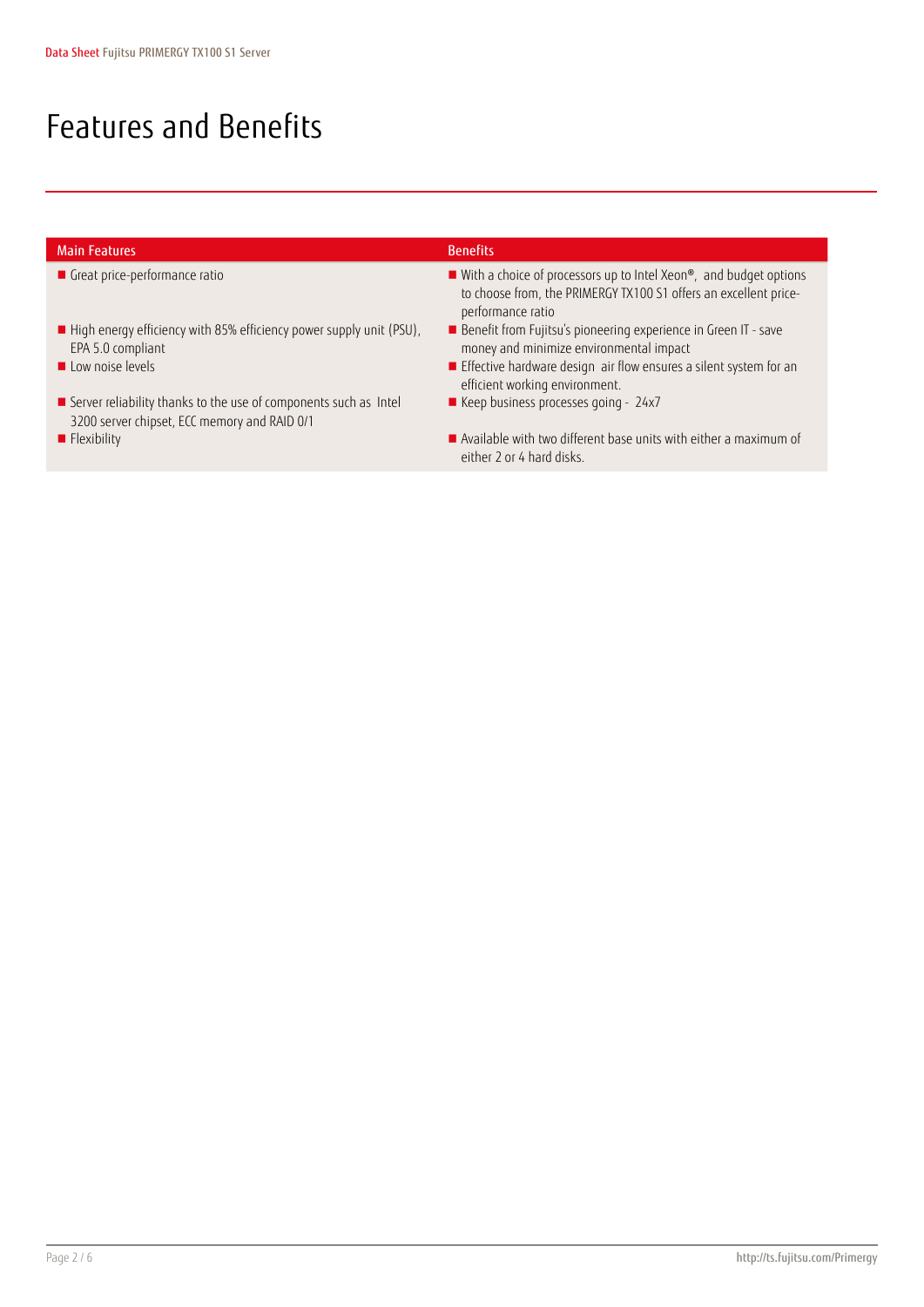# Features and Benefits

| Main Features | Benefits |
| --- | --- |
| ■ Great price-performance ratio | ■ With a choice of processors up to Intel Xeon®, and budget options to choose from, the PRIMERGY TX100 S1 offers an excellent price-performance ratio |
| ■ High energy efficiency with 85% efficiency power supply unit (PSU), EPA 5.0 compliant | ■ Benefit from Fujitsu's pioneering experience in Green IT - save money and minimize environmental impact |
| ■ Low noise levels | ■ Effective hardware design air flow ensures a silent system for an efficient working environment. |
| ■ Server reliability thanks to the use of components such as Intel 3200 server chipset, ECC memory and RAID 0/1 | ■ Keep business processes going - 24x7 |
| ■ Flexibility | ■ Available with two different base units with either a maximum of either 2 or 4 hard disks. |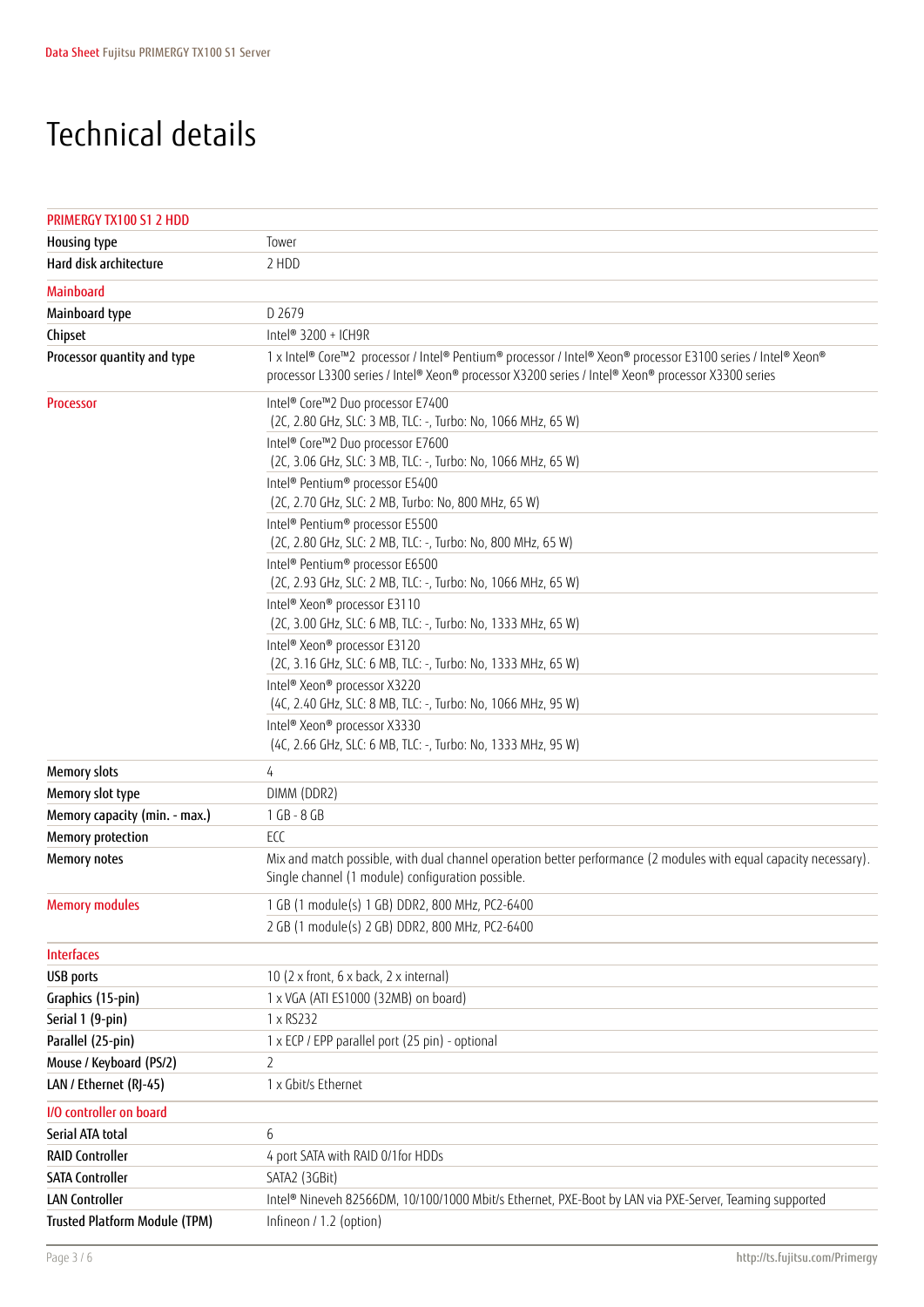# Technical details

| PRIMERGY TX100 S1 2 HDD | |
|---|---|
| Housing type | Tower |
| Hard disk architecture | 2 HDD |
| **Mainboard** | |
| Mainboard type | D 2679 |
| Chipset | Intel® 3200 + ICH9R |
| Processor quantity and type | 1 x Intel® Core™2 processor / Intel® Pentium® processor / Intel® Xeon® processor E3100 series / Intel® Xeon® processor L3300 series / Intel® Xeon® processor X3200 series / Intel® Xeon® processor X3300 series |
| **Processor** | Intel® Core™2 Duo processor E7400 (2C, 2.80 GHz, SLC: 3 MB, TLC: -, Turbo: No, 1066 MHz, 65 W) |
| | Intel® Core™2 Duo processor E7600 (2C, 3.06 GHz, SLC: 3 MB, TLC: -, Turbo: No, 1066 MHz, 65 W) |
| | Intel® Pentium® processor E5400 (2C, 2.70 GHz, SLC: 2 MB, Turbo: No, 800 MHz, 65 W) |
| | Intel® Pentium® processor E5500 (2C, 2.80 GHz, SLC: 2 MB, TLC: -, Turbo: No, 800 MHz, 65 W) |
| | Intel® Pentium® processor E6500 (2C, 2.93 GHz, SLC: 2 MB, TLC: -, Turbo: No, 1066 MHz, 65 W) |
| | Intel® Xeon® processor E3110 (2C, 3.00 GHz, SLC: 6 MB, TLC: -, Turbo: No, 1333 MHz, 65 W) |
| | Intel® Xeon® processor E3120 (2C, 3.16 GHz, SLC: 6 MB, TLC: -, Turbo: No, 1333 MHz, 65 W) |
| | Intel® Xeon® processor X3220 (4C, 2.40 GHz, SLC: 8 MB, TLC: -, Turbo: No, 1066 MHz, 95 W) |
| | Intel® Xeon® processor X3330 (4C, 2.66 GHz, SLC: 6 MB, TLC: -, Turbo: No, 1333 MHz, 95 W) |
| Memory slots | 4 |
| Memory slot type | DIMM (DDR2) |
| Memory capacity (min. - max.) | 1 GB - 8 GB |
| Memory protection | ECC |
| Memory notes | Mix and match possible, with dual channel operation better performance (2 modules with equal capacity necessary). Single channel (1 module) configuration possible. |
| **Memory modules** | 1 GB (1 module(s) 1 GB) DDR2, 800 MHz, PC2-6400 |
| | 2 GB (1 module(s) 2 GB) DDR2, 800 MHz, PC2-6400 |
| **Interfaces** | |
| USB ports | 10 (2 x front, 6 x back, 2 x internal) |
| Graphics (15-pin) | 1 x VGA (ATI ES1000 (32MB) on board) |
| Serial 1 (9-pin) | 1 x RS232 |
| Parallel (25-pin) | 1 x ECP / EPP parallel port (25 pin) - optional |
| Mouse / Keyboard (PS/2) | 2 |
| LAN / Ethernet (RJ-45) | 1 x Gbit/s Ethernet |
| **I/O controller on board** | |
| Serial ATA total | 6 |
| RAID Controller | 4 port SATA with RAID 0/1for HDDs |
| SATA Controller | SATA2 (3GBit) |
| LAN Controller | Intel® Nineveh 82566DM, 10/100/1000 Mbit/s Ethernet, PXE-Boot by LAN via PXE-Server, Teaming supported |
| Trusted Platform Module (TPM) | Infineon / 1.2 (option) |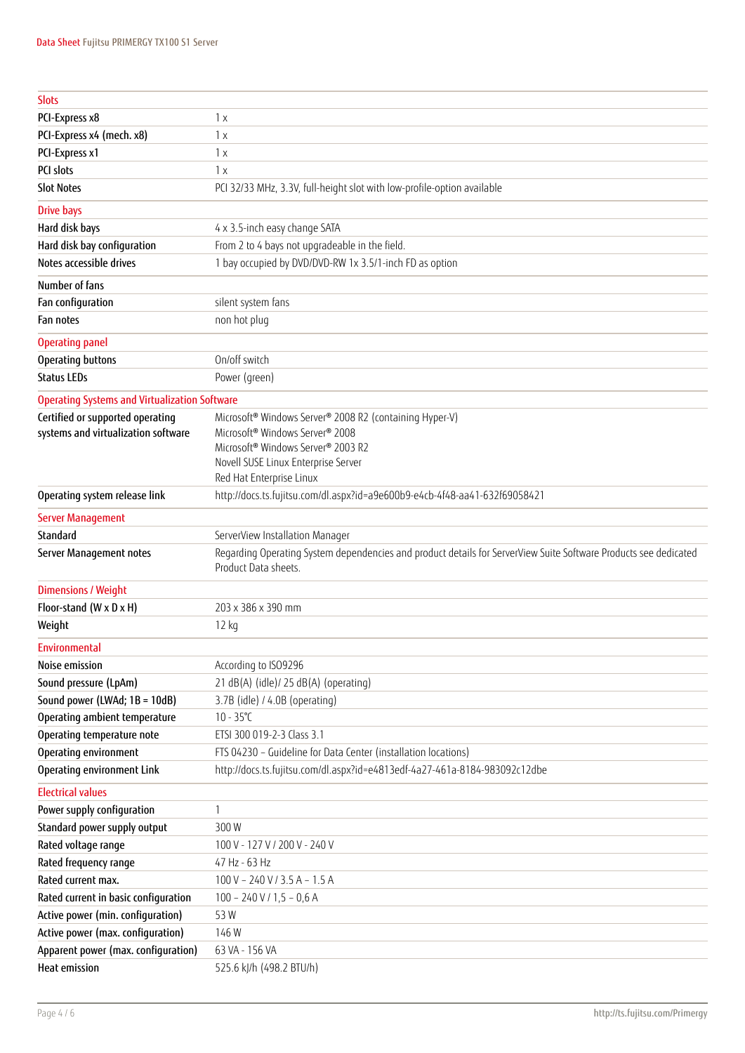| Slots | |
|---|---|
| PCI-Express x8 | 1 x |
| PCI-Express x4 (mech. x8) | 1 x |
| PCI-Express x1 | 1 x |
| PCI slots | 1 x |
| Slot Notes | PCI 32/33 MHz, 3.3V, full-height slot with low-profile-option available |

| Drive bays | |
|---|---|
| Hard disk bays | 4 x 3.5-inch easy change SATA |
| Hard disk bay configuration | From 2 to 4 bays not upgradeable in the field. |
| Notes accessible drives | 1 bay occupied by DVD/DVD-RW 1x 3.5/1-inch FD as option |

| Number of fans | |
|---|---|
| Fan configuration | silent system fans |
| Fan notes | non hot plug |

| Operating panel | |
|---|---|
| Operating buttons | On/off switch |
| Status LEDs | Power (green) |

| Operating Systems and Virtualization Software | |
|---|---|
| Certified or supported operating systems and virtualization software | Microsoft® Windows Server® 2008 R2 (containing Hyper-V)<br>Microsoft® Windows Server® 2008<br>Microsoft® Windows Server® 2003 R2<br>Novell SUSE Linux Enterprise Server<br>Red Hat Enterprise Linux |
| Operating system release link | http://docs.ts.fujitsu.com/dl.aspx?id=a9e600b9-e4cb-4f48-aa41-632f69058421 |

| Server Management | |
|---|---|
| Standard | ServerView Installation Manager |
| Server Management notes | Regarding Operating System dependencies and product details for ServerView Suite Software Products see dedicated Product Data sheets. |

| Dimensions / Weight | |
|---|---|
| Floor-stand (W x D x H) | 203 x 386 x 390 mm |
| Weight | 12 kg |

| Environmental | |
|---|---|
| Noise emission | According to ISO9296 |
| Sound pressure (LpAm) | 21 dB(A) (idle)/ 25 dB(A) (operating) |
| Sound power (LWAd; 1B = 10dB) | 3.7B (idle) / 4.0B (operating) |
| Operating ambient temperature | 10 - 35°C |
| Operating temperature note | ETSI 300 019-2-3 Class 3.1 |
| Operating environment | FTS 04230 – Guideline for Data Center (installation locations) |
| Operating environment Link | http://docs.ts.fujitsu.com/dl.aspx?id=e4813edf-4a27-461a-8184-983092c12dbe |

| Electrical values | |
|---|---|
| Power supply configuration | 1 |
| Standard power supply output | 300 W |
| Rated voltage range | 100 V - 127 V / 200 V - 240 V |
| Rated frequency range | 47 Hz - 63 Hz |
| Rated current max. | 100 V – 240 V / 3.5 A – 1.5 A |
| Rated current in basic configuration | 100 – 240 V / 1,5 – 0,6 A |
| Active power (min. configuration) | 53 W |
| Active power (max. configuration) | 146 W |
| Apparent power (max. configuration) | 63 VA - 156 VA |
| Heat emission | 525.6 kJ/h (498.2 BTU/h) |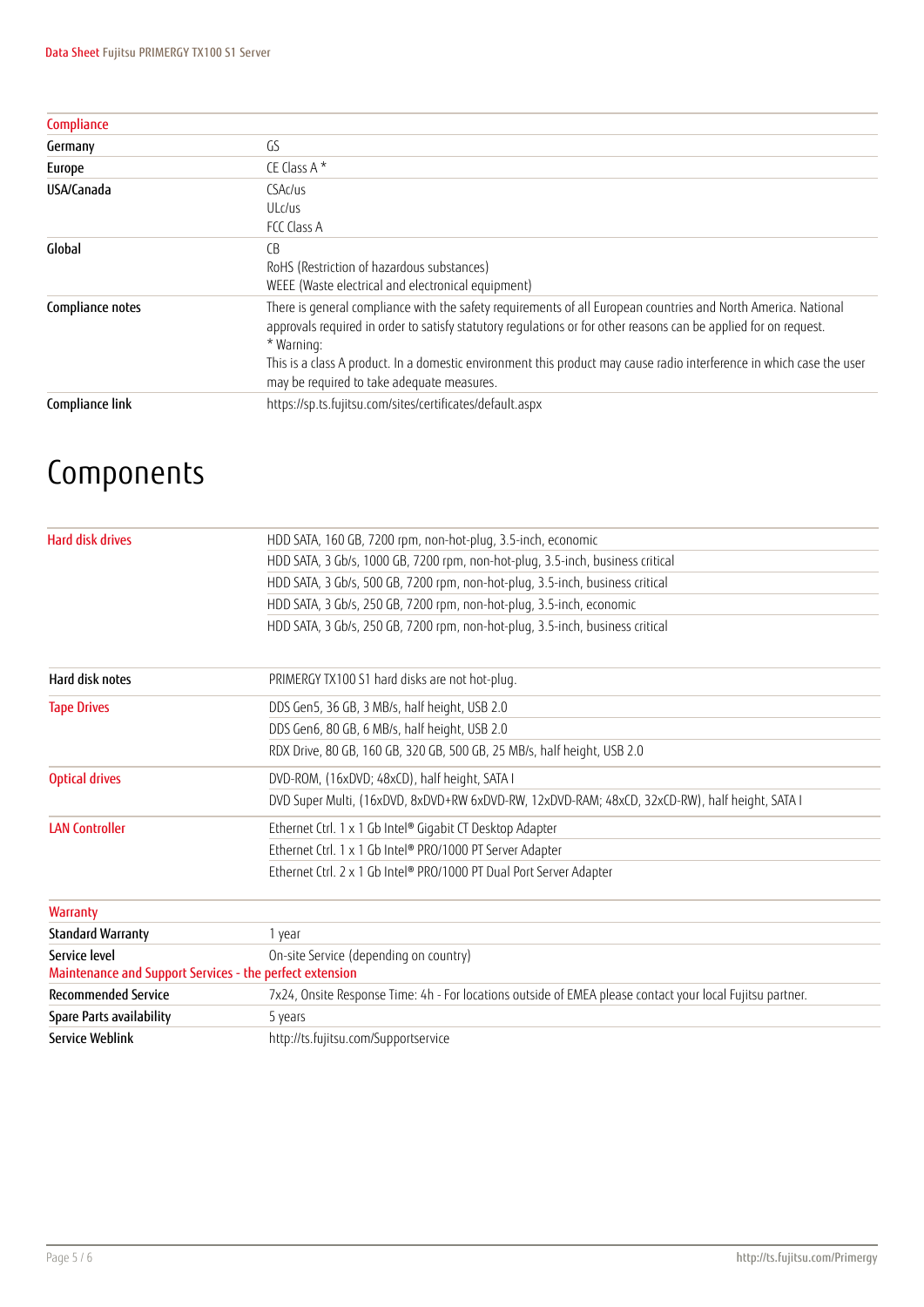| Compliance | |
|---|---|
| Germany | GS |
| Europe | CE Class A * |
| USA/Canada | CSAc/us<br>ULc/us<br>FCC Class A |
| Global | CB<br>RoHS (Restriction of hazardous substances)<br>WEEE (Waste electrical and electronical equipment) |
| Compliance notes | There is general compliance with the safety requirements of all European countries and North America. National approvals required in order to satisfy statutory regulations or for other reasons can be applied for on request.<br>* Warning:<br>This is a class A product. In a domestic environment this product may cause radio interference in which case the user may be required to take adequate measures. |
| Compliance link | https://sp.ts.fujitsu.com/sites/certificates/default.aspx |

# Components

| | |
|---|---|
| Hard disk drives | HDD SATA, 160 GB, 7200 rpm, non-hot-plug, 3.5-inch, economic |
| | HDD SATA, 3 Gb/s, 1000 GB, 7200 rpm, non-hot-plug, 3.5-inch, business critical |
| | HDD SATA, 3 Gb/s, 500 GB, 7200 rpm, non-hot-plug, 3.5-inch, business critical |
| | HDD SATA, 3 Gb/s, 250 GB, 7200 rpm, non-hot-plug, 3.5-inch, economic |
| | HDD SATA, 3 Gb/s, 250 GB, 7200 rpm, non-hot-plug, 3.5-inch, business critical |
| Hard disk notes | PRIMERGY TX100 S1 hard disks are not hot-plug. |
| Tape Drives | DDS Gen5, 36 GB, 3 MB/s, half height, USB 2.0 |
| | DDS Gen6, 80 GB, 6 MB/s, half height, USB 2.0 |
| | RDX Drive, 80 GB, 160 GB, 320 GB, 500 GB, 25 MB/s, half height, USB 2.0 |
| Optical drives | DVD-ROM, (16xDVD; 48xCD), half height, SATA I |
| | DVD Super Multi, (16xDVD, 8xDVD+RW 6xDVD-RW, 12xDVD-RAM; 48xCD, 32xCD-RW), half height, SATA I |
| LAN Controller | Ethernet Ctrl. 1 x 1 Gb Intel® Gigabit CT Desktop Adapter |
| | Ethernet Ctrl. 1 x 1 Gb Intel® PRO/1000 PT Server Adapter |
| | Ethernet Ctrl. 2 x 1 Gb Intel® PRO/1000 PT Dual Port Server Adapter |

| Warranty | |
|---|---|
| Standard Warranty | 1 year |
| Service level | On-site Service (depending on country) |
| Maintenance and Support Services - the perfect extension | |
| Recommended Service | 7x24, Onsite Response Time: 4h - For locations outside of EMEA please contact your local Fujitsu partner. |
| Spare Parts availability | 5 years |
| Service Weblink | http://ts.fujitsu.com/Supportservice |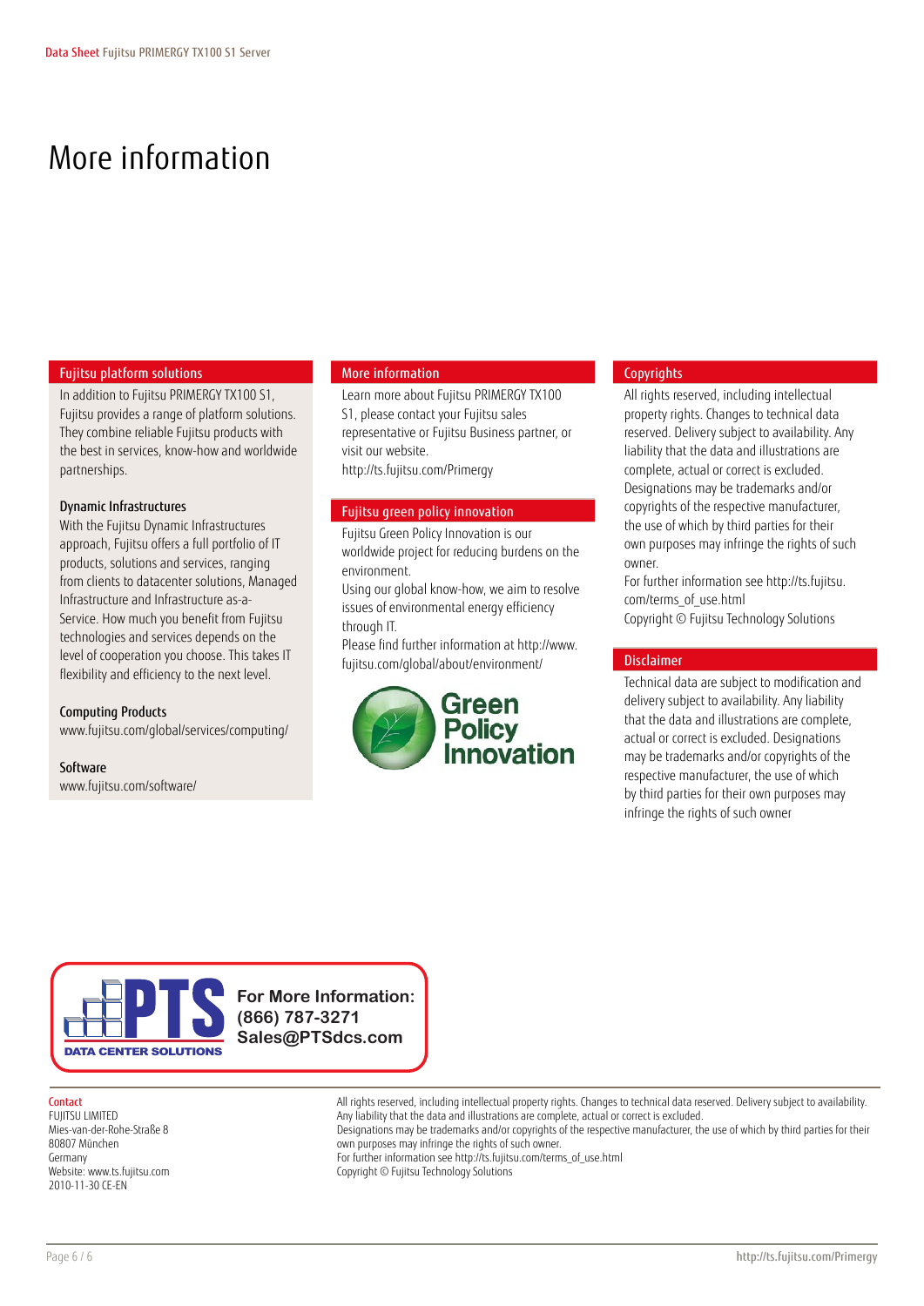# More information

## Fujitsu platform solutions

In addition to Fujitsu PRIMERGY TX100 S1, Fujitsu provides a range of platform solutions. They combine reliable Fujitsu products with the best in services, know-how and worldwide partnerships.

### Dynamic Infrastructures

With the Fujitsu Dynamic Infrastructures approach, Fujitsu offers a full portfolio of IT products, solutions and services, ranging from clients to datacenter solutions, Managed Infrastructure and Infrastructure as-a-Service. How much you benefit from Fujitsu technologies and services depends on the level of cooperation you choose. This takes IT flexibility and efficiency to the next level.

### Computing Products

www.fujitsu.com/global/services/computing/

### Software

www.fujitsu.com/software/

## More information

Learn more about Fujitsu PRIMERGY TX100 S1, please contact your Fujitsu sales representative or Fujitsu Business partner, or visit our website.
http://ts.fujitsu.com/Primergy

## Fujitsu green policy innovation

Fujitsu Green Policy Innovation is our worldwide project for reducing burdens on the environment.
Using our global know-how, we aim to resolve issues of environmental energy efficiency through IT.
Please find further information at http://www.fujitsu.com/global/about/environment/

Green Policy Innovation

## Copyrights

All rights reserved, including intellectual property rights. Changes to technical data reserved. Delivery subject to availability. Any liability that the data and illustrations are complete, actual or correct is excluded. Designations may be trademarks and/or copyrights of the respective manufacturer, the use of which by third parties for their own purposes may infringe the rights of such owner.
For further information see http://ts.fujitsu.com/terms_of_use.html
Copyright © Fujitsu Technology Solutions

## Disclaimer

Technical data are subject to modification and delivery subject to availability. Any liability that the data and illustrations are complete, actual or correct is excluded. Designations may be trademarks and/or copyrights of the respective manufacturer, the use of which by third parties for their own purposes may infringe the rights of such owner

PTS DATA CENTER SOLUTIONS

**For More Information:**
**(866) 787-3271**
**Sales@PTSdcs.com**

**Contact**
FUJITSU LIMITED
Mies-van-der-Rohe-Straße 8
80807 München
Germany
Website: www.ts.fujitsu.com
2010-11-30 CE-EN

All rights reserved, including intellectual property rights. Changes to technical data reserved. Delivery subject to availability. Any liability that the data and illustrations are complete, actual or correct is excluded.
Designations may be trademarks and/or copyrights of the respective manufacturer, the use of which by third parties for their own purposes may infringe the rights of such owner.
For further information see http://ts.fujitsu.com/terms_of_use.html
Copyright © Fujitsu Technology Solutions